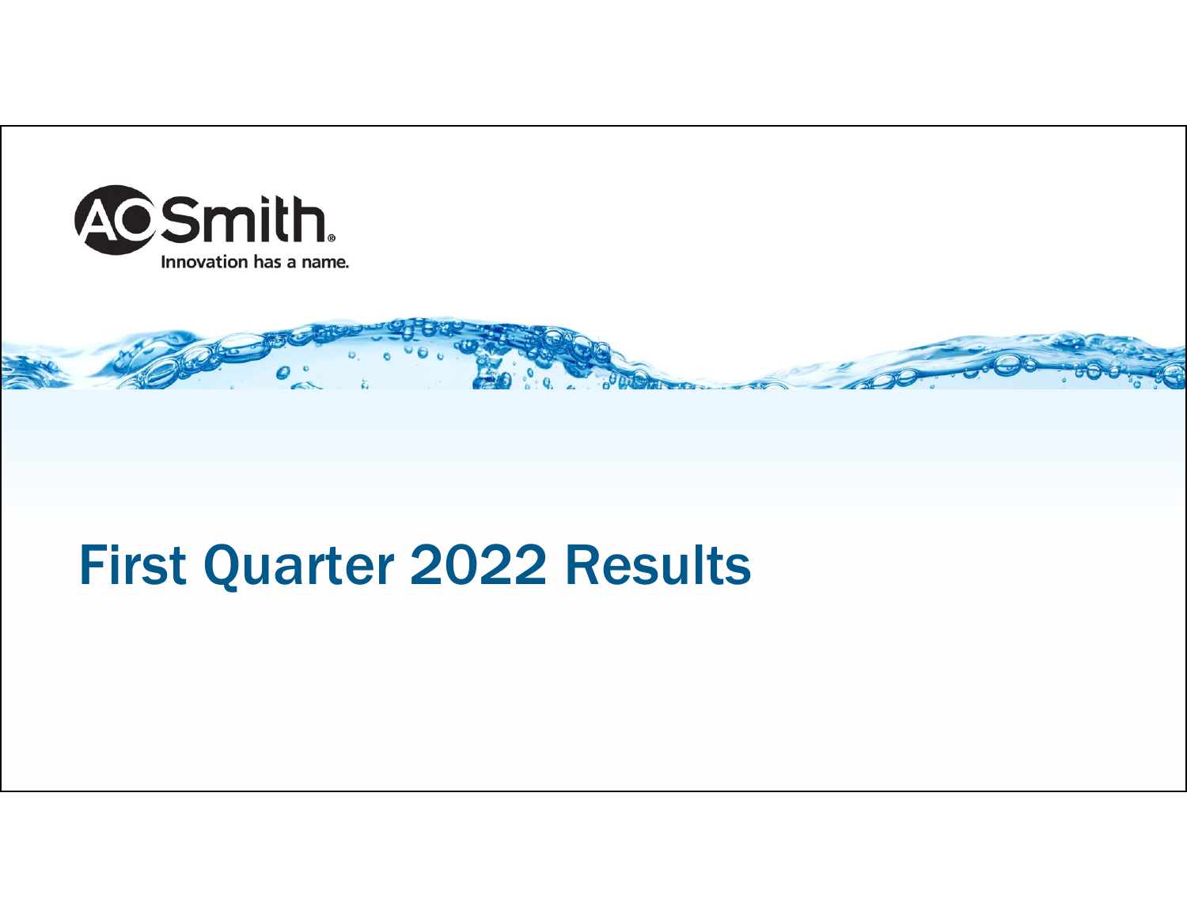A.O. Smith

Innovation has a name.

# First Quarter 2022 Results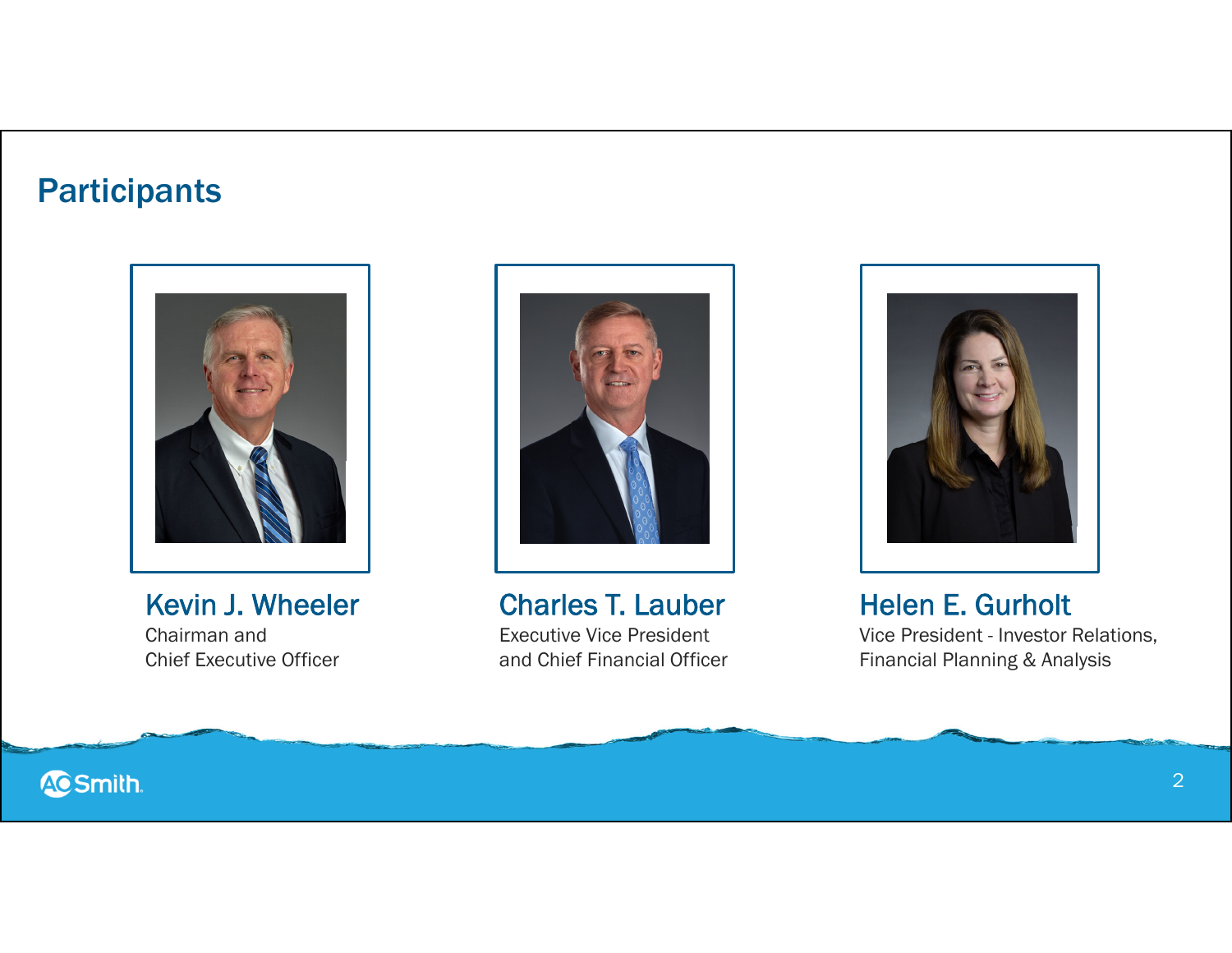# Participants

**Kevin J. Wheeler**
Chairman and
Chief Executive Officer

**Charles T. Lauber**
Executive Vice President
and Chief Financial Officer

**Helen E. Gurholt**
Vice President - Investor Relations,
Financial Planning & Analysis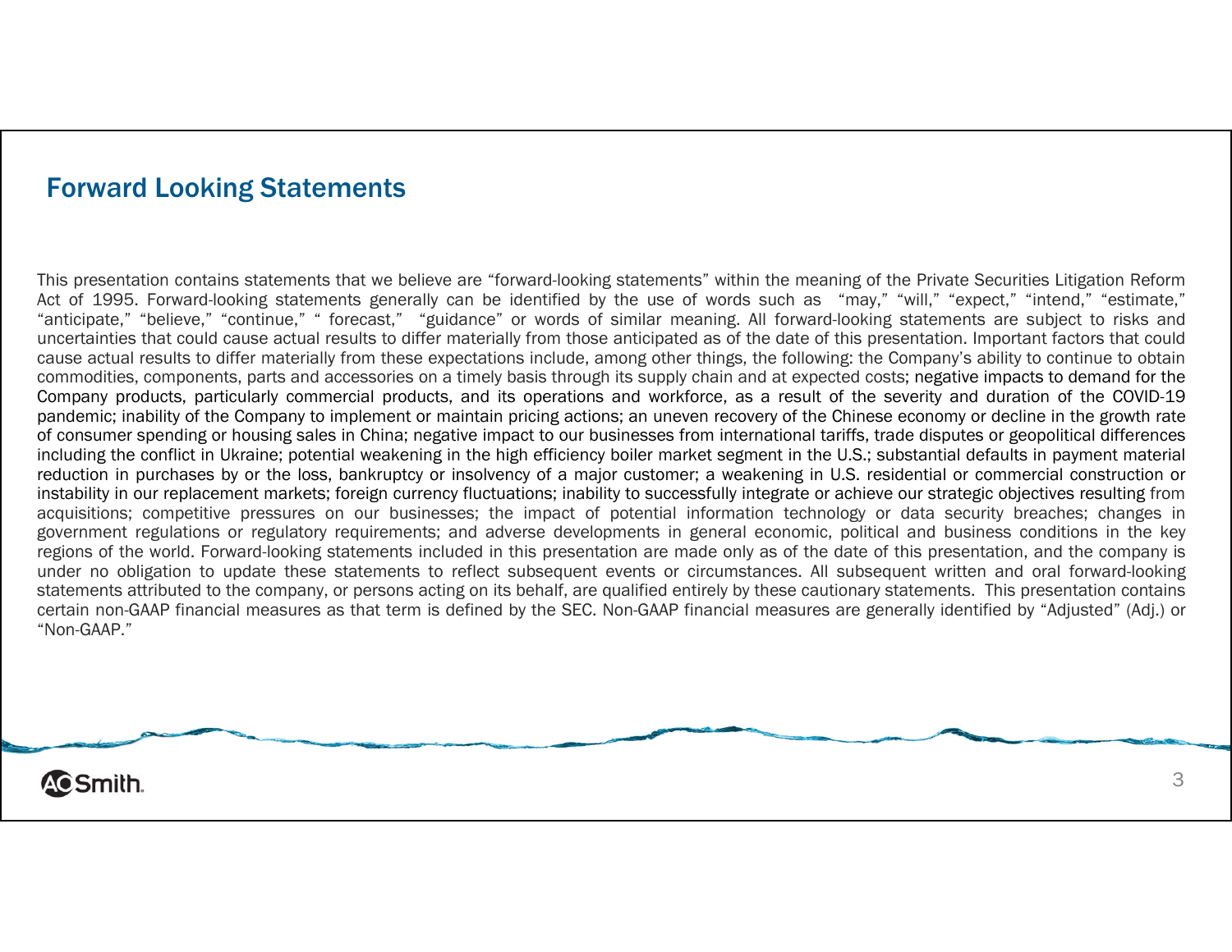## Forward Looking Statements

This presentation contains statements that we believe are "forward-looking statements" within the meaning of the Private Securities Litigation Reform Act of 1995. Forward-looking statements generally can be identified by the use of words such as "may," "will," "expect," "intend," "estimate," "anticipate," "believe," "continue," " forecast," "guidance" or words of similar meaning. All forward-looking statements are subject to risks and uncertainties that could cause actual results to differ materially from those anticipated as of the date of this presentation. Important factors that could cause actual results to differ materially from these expectations include, among other things, the following: the Company's ability to continue to obtain commodities, components, parts and accessories on a timely basis through its supply chain and at expected costs; negative impacts to demand for the Company products, particularly commercial products, and its operations and workforce, as a result of the severity and duration of the COVID-19 pandemic; inability of the Company to implement or maintain pricing actions; an uneven recovery of the Chinese economy or decline in the growth rate of consumer spending or housing sales in China; negative impact to our businesses from international tariffs, trade disputes or geopolitical differences including the conflict in Ukraine; potential weakening in the high efficiency boiler market segment in the U.S.; substantial defaults in payment material reduction in purchases by or the loss, bankruptcy or insolvency of a major customer; a weakening in U.S. residential or commercial construction or instability in our replacement markets; foreign currency fluctuations; inability to successfully integrate or achieve our strategic objectives resulting from acquisitions; competitive pressures on our businesses; the impact of potential information technology or data security breaches; changes in government regulations or regulatory requirements; and adverse developments in general economic, political and business conditions in the key regions of the world. Forward-looking statements included in this presentation are made only as of the date of this presentation, and the company is under no obligation to update these statements to reflect subsequent events or circumstances. All subsequent written and oral forward-looking statements attributed to the company, or persons acting on its behalf, are qualified entirely by these cautionary statements. This presentation contains certain non-GAAP financial measures as that term is defined by the SEC. Non-GAAP financial measures are generally identified by "Adjusted" (Adj.) or "Non-GAAP."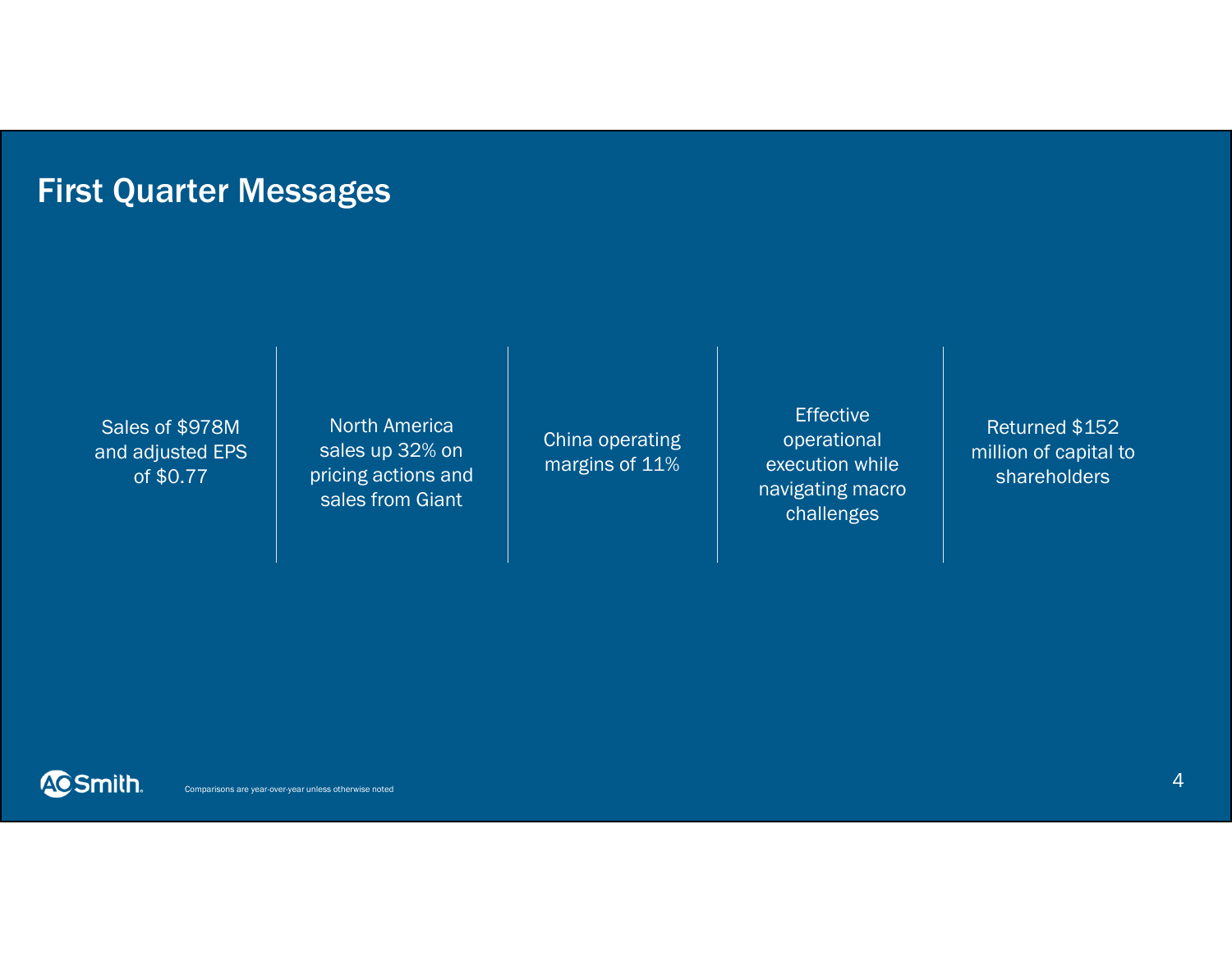# First Quarter Messages

- Sales of $978M and adjusted EPS of $0.77
- North America sales up 32% on pricing actions and sales from Giant
- China operating margins of 11%
- Effective operational execution while navigating macro challenges
- Returned $152 million of capital to shareholders

Comparisons are year-over-year unless otherwise noted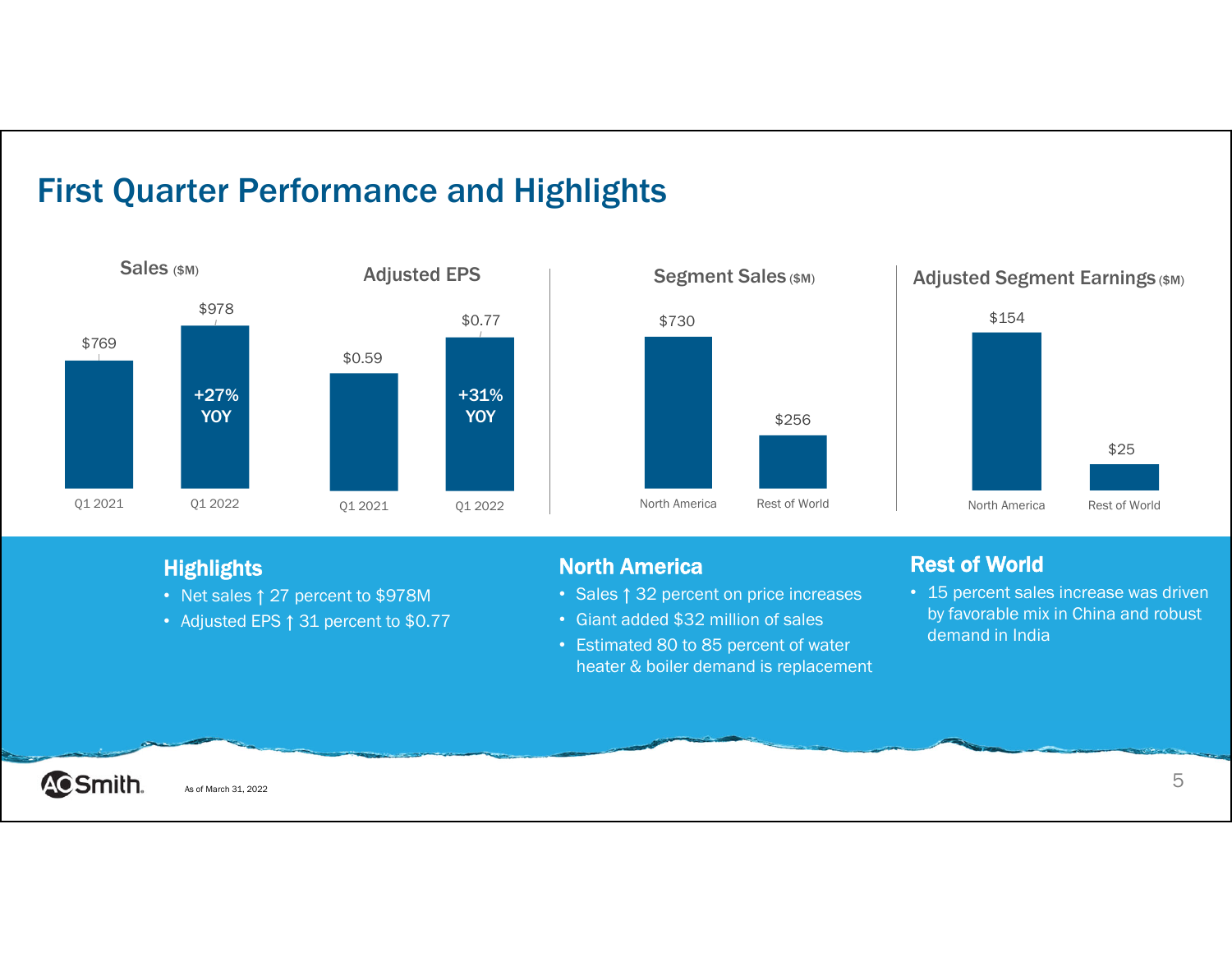# First Quarter Performance and Highlights

**Sales ($M)**

| | Q1 2021 | Q1 2022 |
|---|---|---|
| Sales | $769 | $978 |

+27% YOY

**Adjusted EPS**

| | Q1 2021 | Q1 2022 |
|---|---|---|
| Adjusted EPS | $0.59 | $0.77 |

+31% YOY

**Segment Sales ($M)**

| North America | Rest of World |
|---|---|
| $730 | $256 |

**Adjusted Segment Earnings ($M)**

| North America | Rest of World |
|---|---|
| $154 | $25 |

## Highlights

- Net sales ↑ 27 percent to $978M
- Adjusted EPS ↑ 31 percent to $0.77

## North America

- Sales ↑ 32 percent on price increases
- Giant added $32 million of sales
- Estimated 80 to 85 percent of water heater & boiler demand is replacement

## Rest of World

- 15 percent sales increase was driven by favorable mix in China and robust demand in India

As of March 31, 2022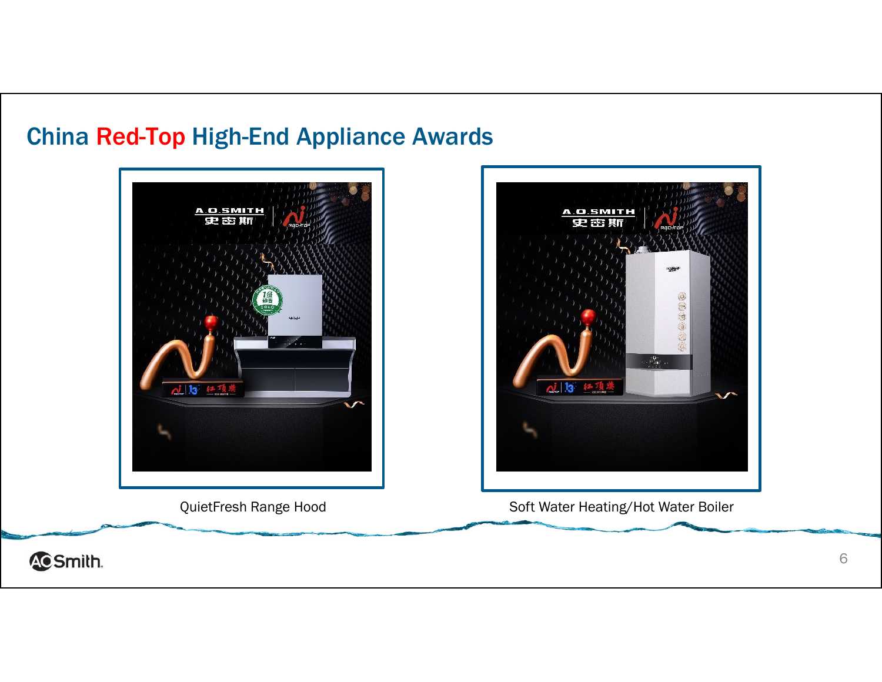## China Red-Top High-End Appliance Awards

QuietFresh Range Hood

Soft Water Heating/Hot Water Boiler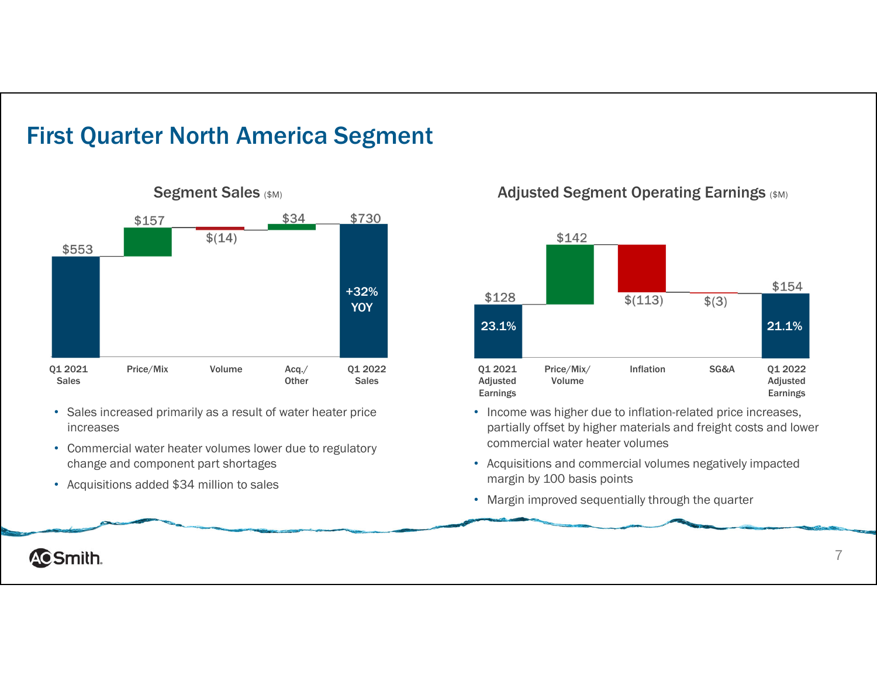# First Quarter North America Segment

## Segment Sales ($M)

| Q1 2021 Sales | Price/Mix | Volume | Acq./ Other | Q1 2022 Sales |
|---|---|---|---|---|
| $553 | $157 | $(14) | $34 | $730 |

Q1 2022 Sales: +32% YOY

- Sales increased primarily as a result of water heater price increases
- Commercial water heater volumes lower due to regulatory change and component part shortages
- Acquisitions added $34 million to sales

## Adjusted Segment Operating Earnings ($M)

| Q1 2021 Adjusted Earnings | Price/Mix/ Volume | Inflation | SG&A | Q1 2022 Adjusted Earnings |
|---|---|---|---|---|
| $128 (23.1%) | $142 | $(113) | $(3) | $154 (21.1%) |

- Income was higher due to inflation-related price increases, partially offset by higher materials and freight costs and lower commercial water heater volumes
- Acquisitions and commercial volumes negatively impacted margin by 100 basis points
- Margin improved sequentially through the quarter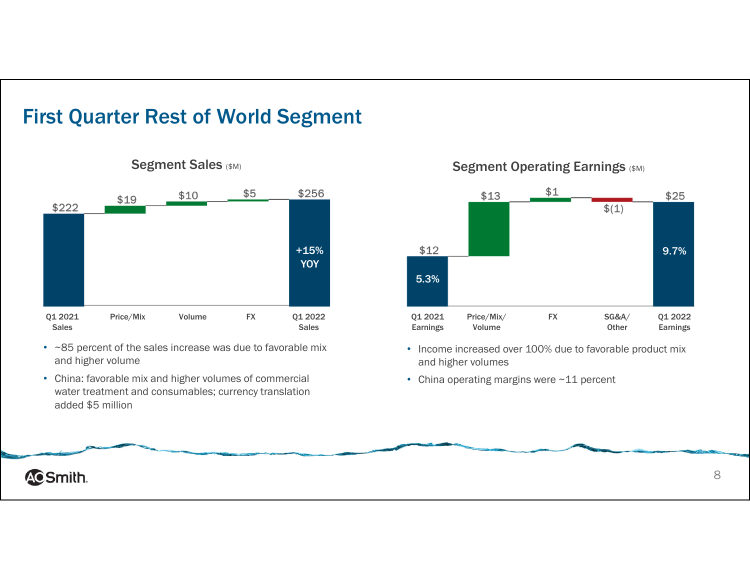# First Quarter Rest of World Segment

## Segment Sales ($M)

| Q1 2021 Sales | Price/Mix | Volume | FX | Q1 2022 Sales |
|---|---|---|---|---|
| $222 | $19 | $10 | $5 | $256 (+15% YOY) |

- ~85 percent of the sales increase was due to favorable mix and higher volume
- China: favorable mix and higher volumes of commercial water treatment and consumables; currency translation added $5 million

## Segment Operating Earnings ($M)

| Q1 2021 Earnings | Price/Mix/ Volume | FX | SG&A/ Other | Q1 2022 Earnings |
|---|---|---|---|---|
| $12 (5.3%) | $13 | $1 | $(1) | $25 (9.7%) |

- Income increased over 100% due to favorable product mix and higher volumes
- China operating margins were ~11 percent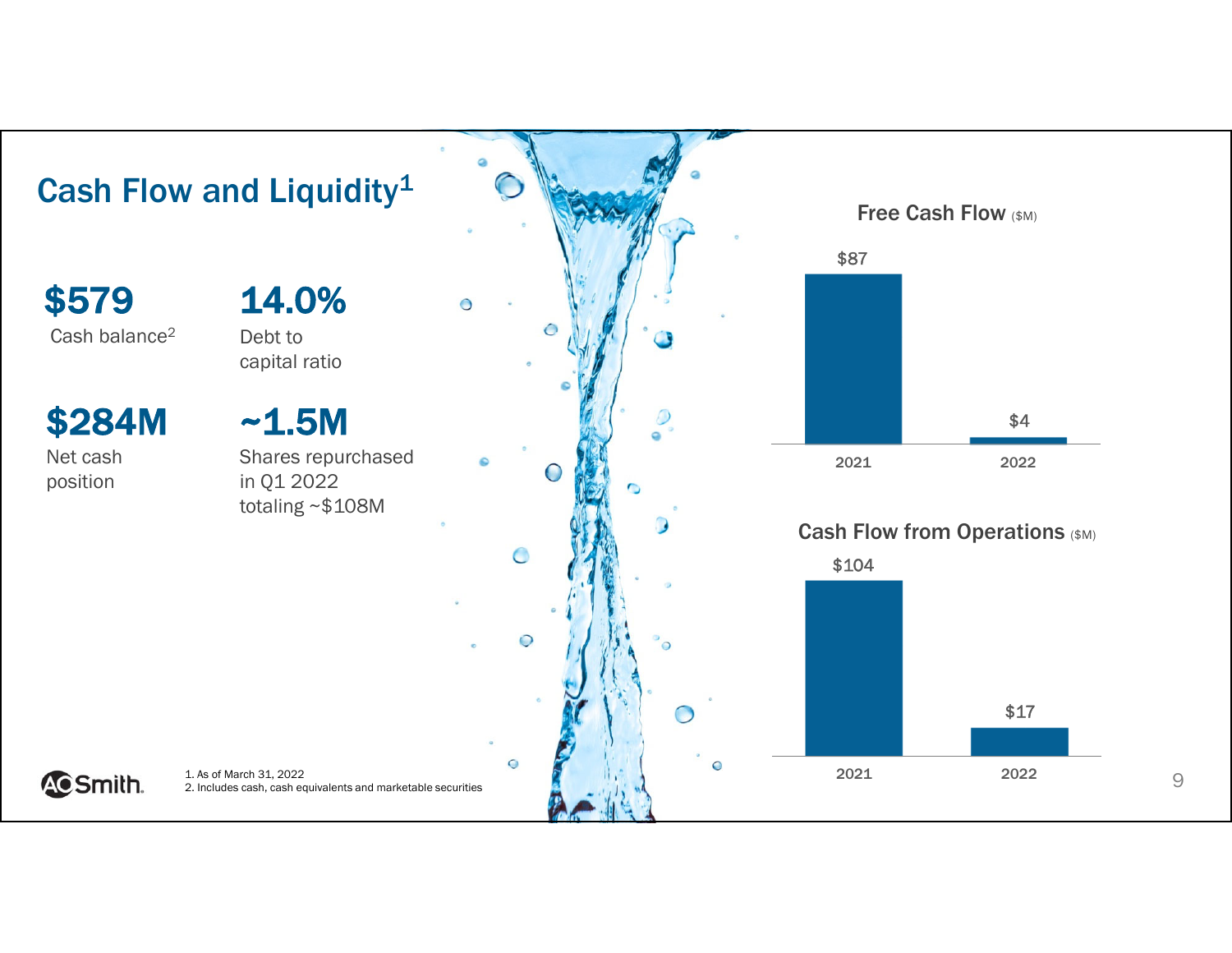# Cash Flow and Liquidity[1]

**$579**
Cash balance[2]

**14.0%**
Debt to capital ratio

**$284M**
Net cash position

**~1.5M**
Shares repurchased in Q1 2022 totaling ~$108M

## Free Cash Flow ($M)

| Year | Free Cash Flow ($M) |
|---|---|
| 2021 | $87 |
| 2022 | $4 |

## Cash Flow from Operations ($M)

| Year | Cash Flow from Operations ($M) |
|---|---|
| 2021 | $104 |
| 2022 | $17 |

1. As of March 31, 2022
2. Includes cash, cash equivalents and marketable securities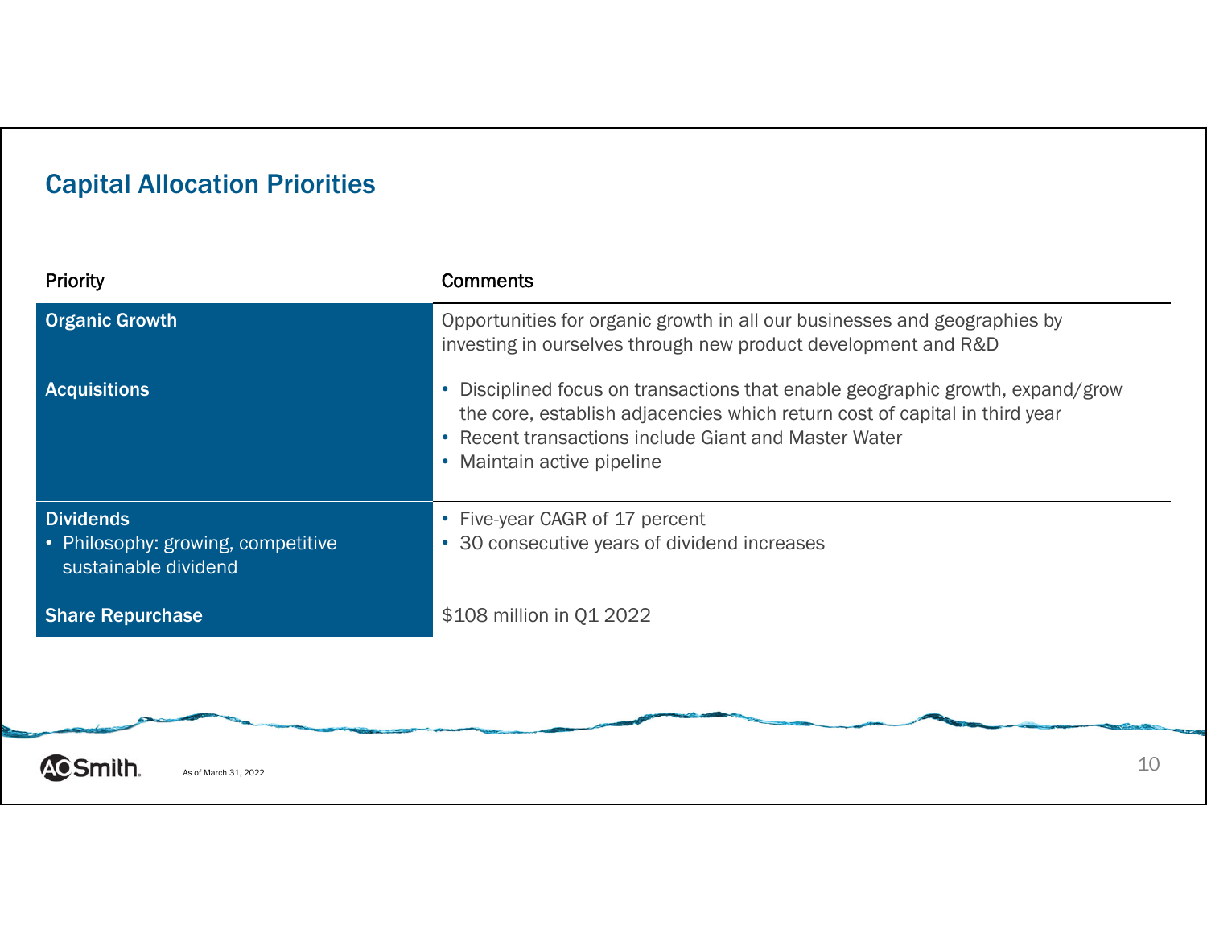## Capital Allocation Priorities

| Priority | Comments |
| --- | --- |
| **Organic Growth** | Opportunities for organic growth in all our businesses and geographies by investing in ourselves through new product development and R&D |
| **Acquisitions** | • Disciplined focus on transactions that enable geographic growth, expand/grow the core, establish adjacencies which return cost of capital in third year<br>• Recent transactions include Giant and Master Water<br>• Maintain active pipeline |
| **Dividends**<br>• Philosophy: growing, competitive sustainable dividend | • Five-year CAGR of 17 percent<br>• 30 consecutive years of dividend increases |
| **Share Repurchase** | $108 million in Q1 2022 |

As of March 31, 2022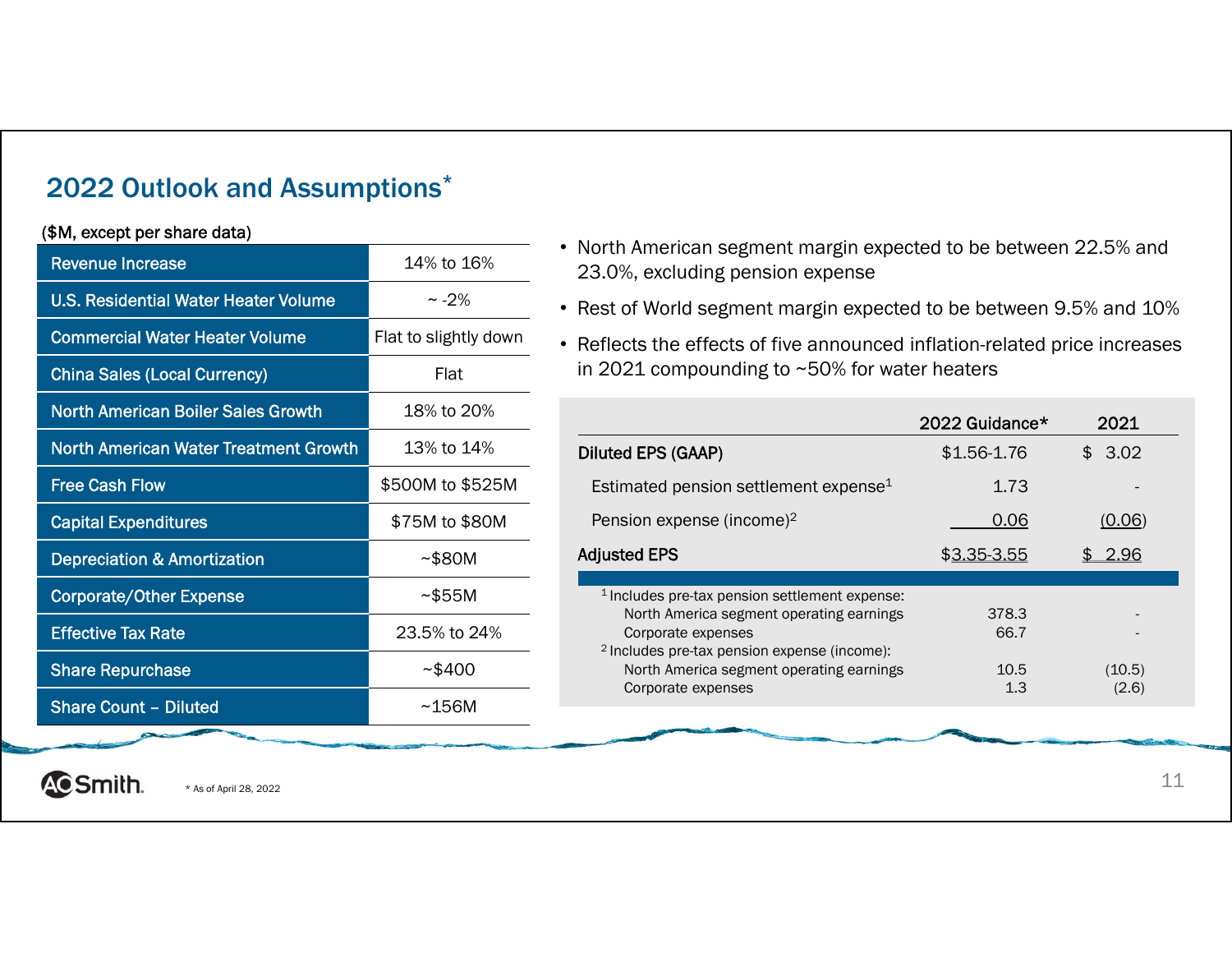## 2022 Outlook and Assumptions*

($M, except per share data)

| | |
|---|---|
| Revenue Increase | 14% to 16% |
| U.S. Residential Water Heater Volume | ~ -2% |
| Commercial Water Heater Volume | Flat to slightly down |
| China Sales (Local Currency) | Flat |
| North American Boiler Sales Growth | 18% to 20% |
| North American Water Treatment Growth | 13% to 14% |
| Free Cash Flow | $500M to $525M |
| Capital Expenditures | $75M to $80M |
| Depreciation & Amortization | ~$80M |
| Corporate/Other Expense | ~$55M |
| Effective Tax Rate | 23.5% to 24% |
| Share Repurchase | ~$400 |
| Share Count – Diluted | ~156M |

- North American segment margin expected to be between 22.5% and 23.0%, excluding pension expense
- Rest of World segment margin expected to be between 9.5% and 10%
- Reflects the effects of five announced inflation-related price increases in 2021 compounding to ~50% for water heaters

| | 2022 Guidance* | 2021 |
|---|---|---|
| Diluted EPS (GAAP) | $1.56-1.76 | $ 3.02 |
| Estimated pension settlement expense[1] | 1.73 | - |
| Pension expense (income)[2] | 0.06 | (0.06) |
| Adjusted EPS | $3.35-3.55 | $ 2.96 |

| | | |
|---|---|---|
| [1] Includes pre-tax pension settlement expense: | | |
| North America segment operating earnings | 378.3 | - |
| Corporate expenses | 66.7 | - |
| [2] Includes pre-tax pension expense (income): | | |
| North America segment operating earnings | 10.5 | (10.5) |
| Corporate expenses | 1.3 | (2.6) |

* As of April 28, 2022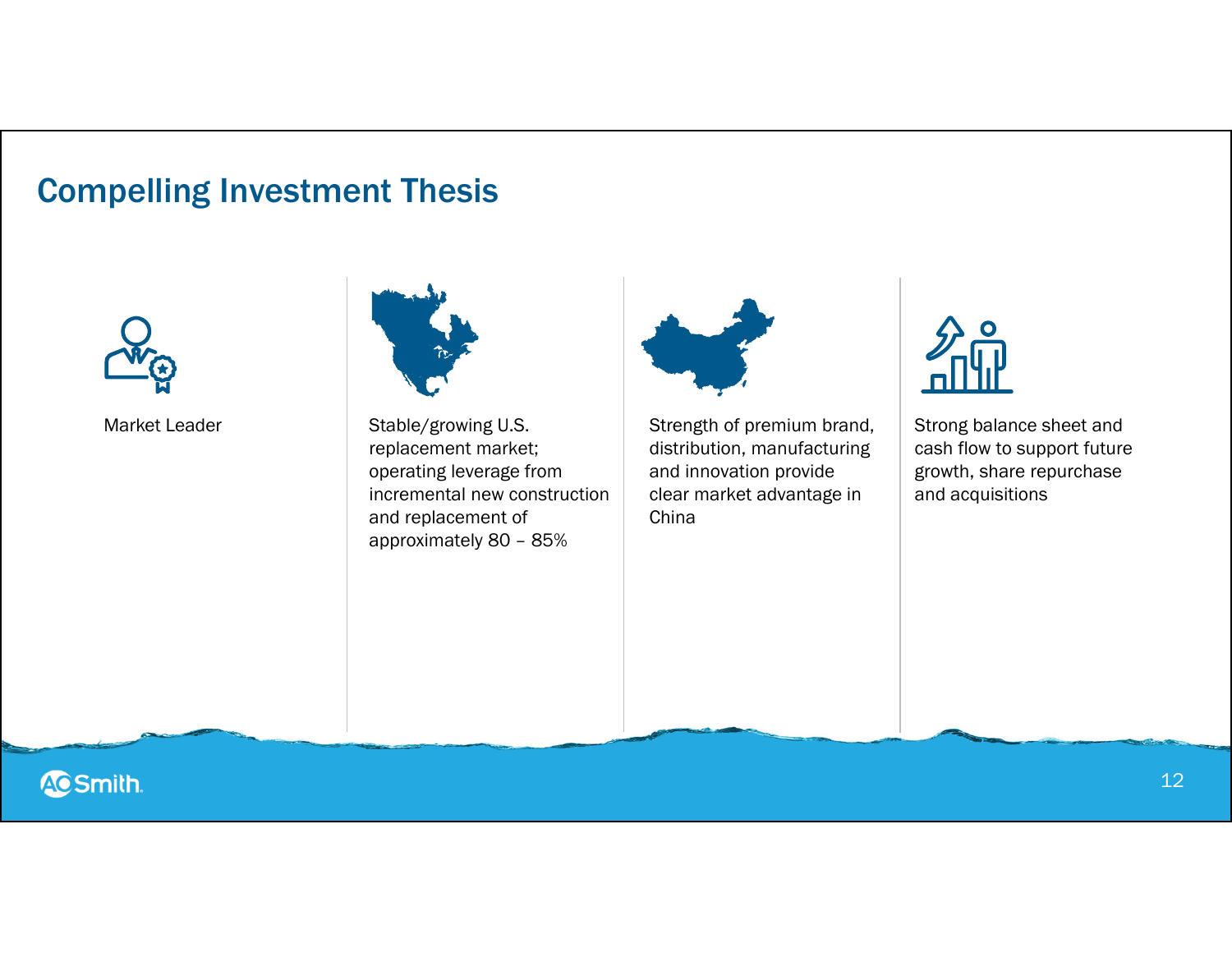# Compelling Investment Thesis

- Market Leader
- Stable/growing U.S. replacement market; operating leverage from incremental new construction and replacement of approximately 80 – 85%
- Strength of premium brand, distribution, manufacturing and innovation provide clear market advantage in China
- Strong balance sheet and cash flow to support future growth, share repurchase and acquisitions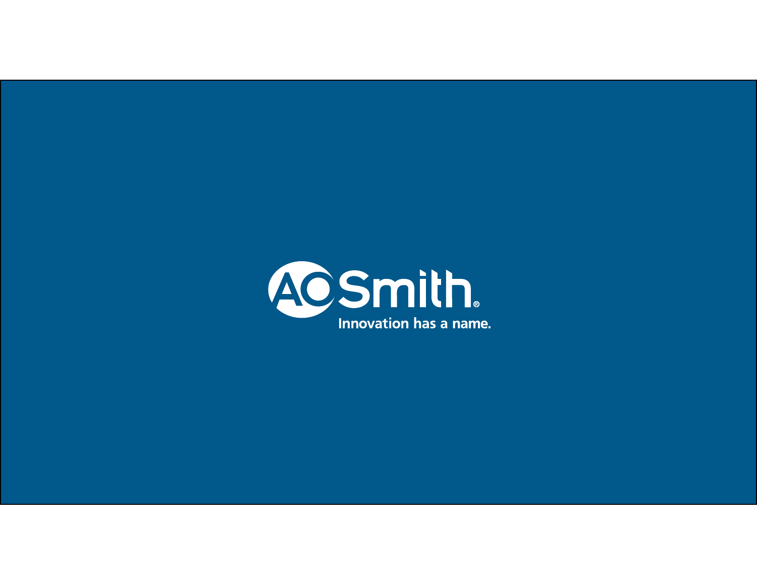A.O. Smith®

Innovation has a name.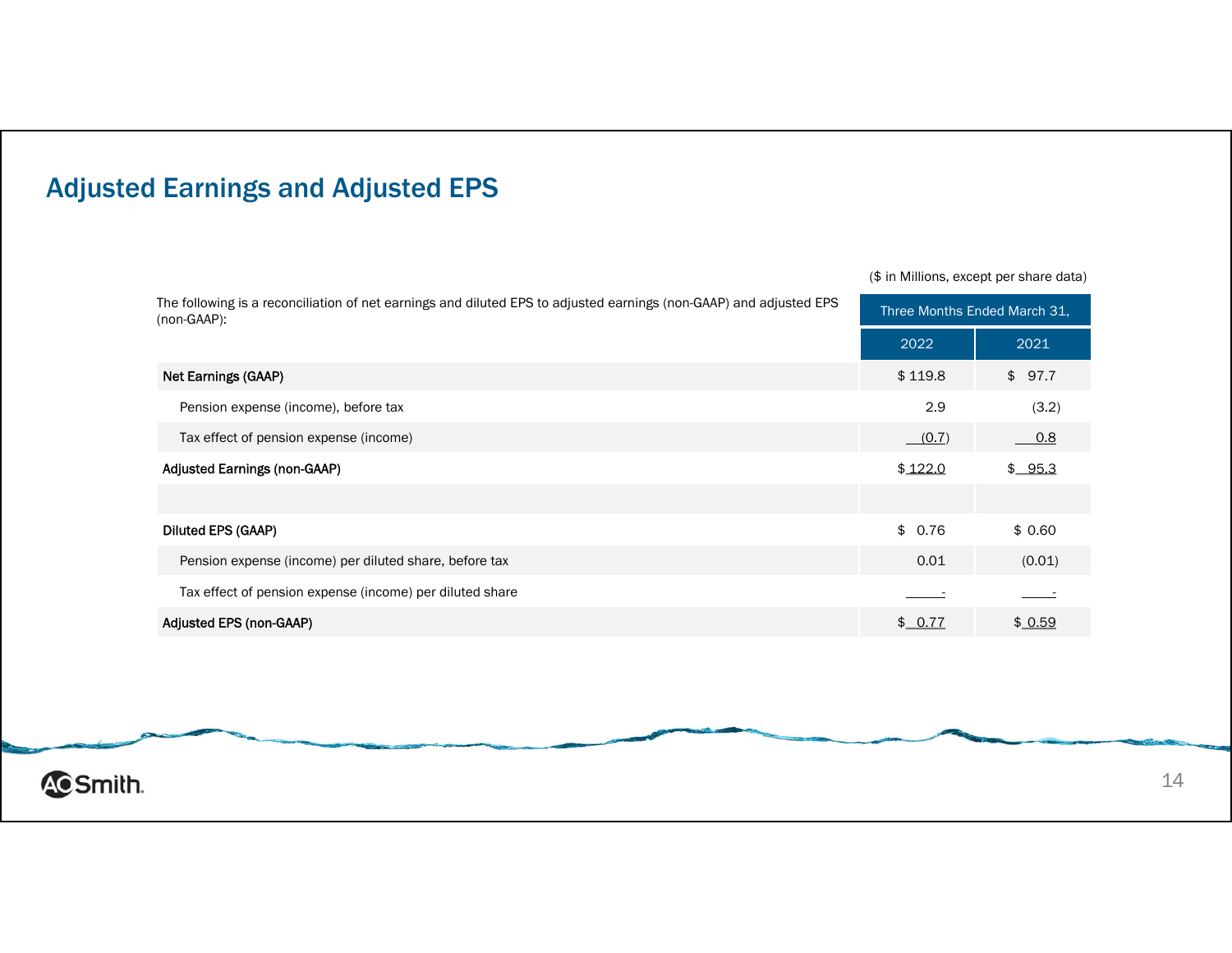## Adjusted Earnings and Adjusted EPS

($ in Millions, except per share data)

The following is a reconciliation of net earnings and diluted EPS to adjusted earnings (non-GAAP) and adjusted EPS (non-GAAP):

| | Three Months Ended March 31, | |
|---|---|---|
| | 2022 | 2021 |
| **Net Earnings (GAAP)** | $ 119.8 | $ 97.7 |
| Pension expense (income), before tax | 2.9 | (3.2) |
| Tax effect of pension expense (income) | (0.7) | 0.8 |
| **Adjusted Earnings (non-GAAP)** | $ 122.0 | $ 95.3 |
| | | |
| **Diluted EPS (GAAP)** | $ 0.76 | $ 0.60 |
| Pension expense (income) per diluted share, before tax | 0.01 | (0.01) |
| Tax effect of pension expense (income) per diluted share | - | - |
| **Adjusted EPS (non-GAAP)** | $ 0.77 | $ 0.59 |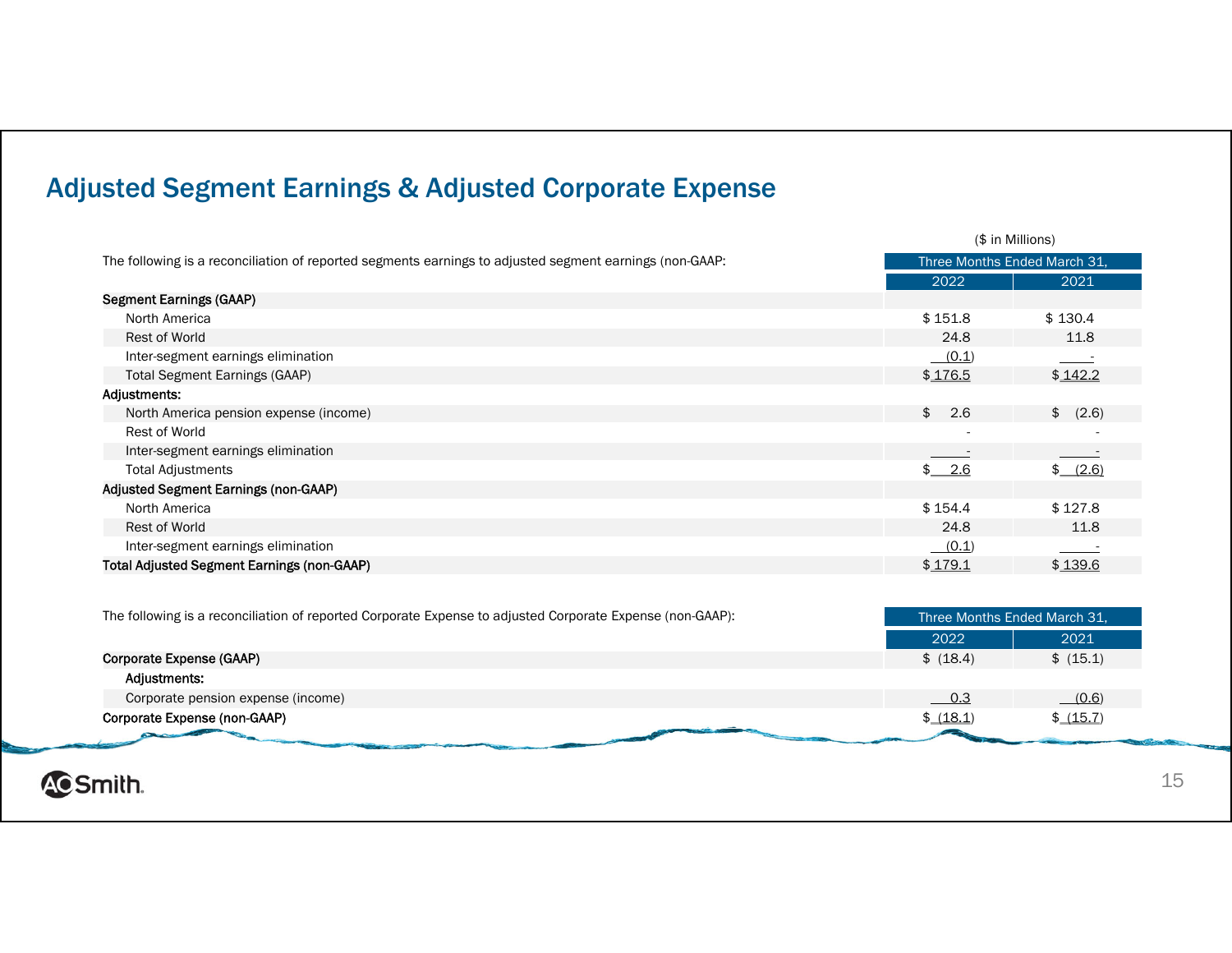# Adjusted Segment Earnings & Adjusted Corporate Expense

($ in Millions)

The following is a reconciliation of reported segments earnings to adjusted segment earnings (non-GAAP:

| | Three Months Ended March 31, | |
|---|---|---|
| | 2022 | 2021 |
| **Segment Earnings (GAAP)** | | |
| North America | $ 151.8 | $ 130.4 |
| Rest of World | 24.8 | 11.8 |
| Inter-segment earnings elimination | (0.1) | - |
| Total Segment Earnings (GAAP) | $ 176.5 | $ 142.2 |
| **Adjustments:** | | |
| North America pension expense (income) | $ 2.6 | $ (2.6) |
| Rest of World | - | - |
| Inter-segment earnings elimination | - | - |
| Total Adjustments | $ 2.6 | $ (2.6) |
| **Adjusted Segment Earnings (non-GAAP)** | | |
| North America | $ 154.4 | $ 127.8 |
| Rest of World | 24.8 | 11.8 |
| Inter-segment earnings elimination | (0.1) | - |
| **Total Adjusted Segment Earnings (non-GAAP)** | $ 179.1 | $ 139.6 |

The following is a reconciliation of reported Corporate Expense to adjusted Corporate Expense (non-GAAP):

| | Three Months Ended March 31, | |
|---|---|---|
| | 2022 | 2021 |
| **Corporate Expense (GAAP)** | $ (18.4) | $ (15.1) |
| **Adjustments:** | | |
| Corporate pension expense (income) | 0.3 | (0.6) |
| **Corporate Expense (non-GAAP)** | $ (18.1) | $ (15.7) |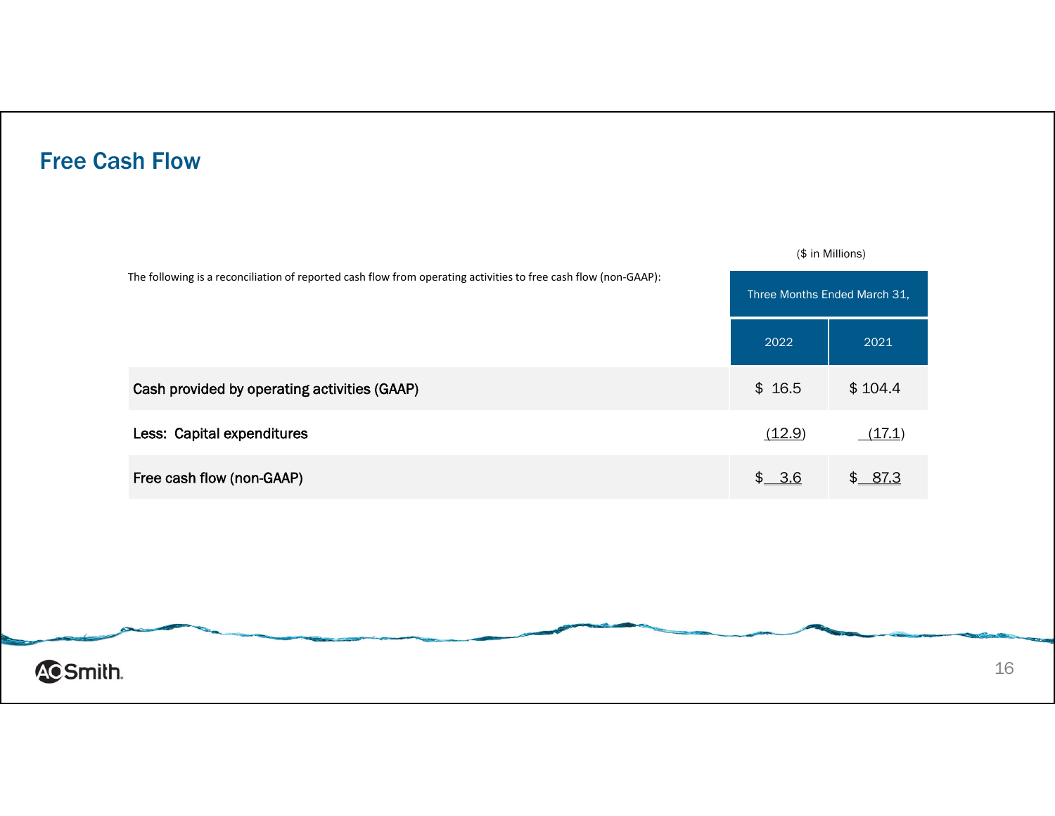## Free Cash Flow

The following is a reconciliation of reported cash flow from operating activities to free cash flow (non-GAAP):

($ in Millions)

| | Three Months Ended March 31, | |
|---|---|---|
| | 2022 | 2021 |
| Cash provided by operating activities (GAAP) | $ 16.5 | $ 104.4 |
| Less: Capital expenditures | (12.9) | (17.1) |
| Free cash flow (non-GAAP) | $ 3.6 | $ 87.3 |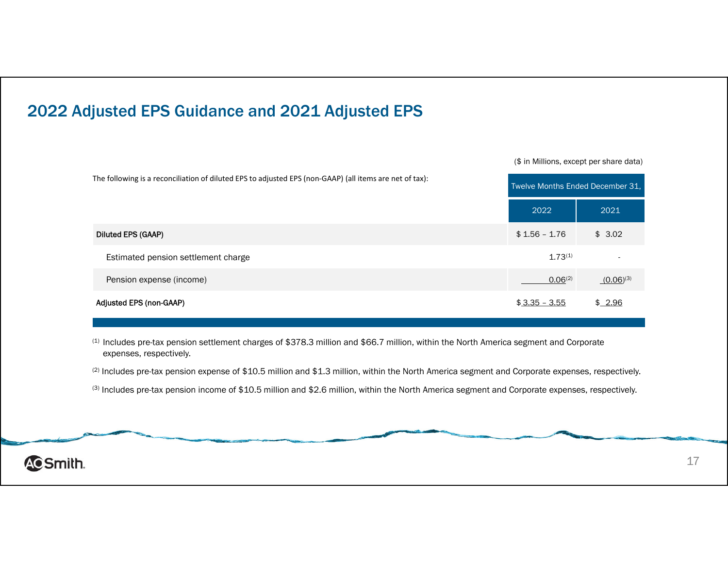## 2022 Adjusted EPS Guidance and 2021 Adjusted EPS

($ in Millions, except per share data)

The following is a reconciliation of diluted EPS to adjusted EPS (non-GAAP) (all items are net of tax):

| | Twelve Months Ended December 31, | |
|---|---|---|
| | 2022 | 2021 |
| **Diluted EPS (GAAP)** | $ 1.56 – 1.76 | $ 3.02 |
| Estimated pension settlement charge | 1.73[1] | - |
| Pension expense (income) | 0.06[2] | (0.06)[3] |
| **Adjusted EPS (non-GAAP)** | $ 3.35 – 3.55 | $ 2.96 |

[1] Includes pre-tax pension settlement charges of $378.3 million and $66.7 million, within the North America segment and Corporate expenses, respectively.

[2] Includes pre-tax pension expense of $10.5 million and $1.3 million, within the North America segment and Corporate expenses, respectively.

[3] Includes pre-tax pension income of $10.5 million and $2.6 million, within the North America segment and Corporate expenses, respectively.